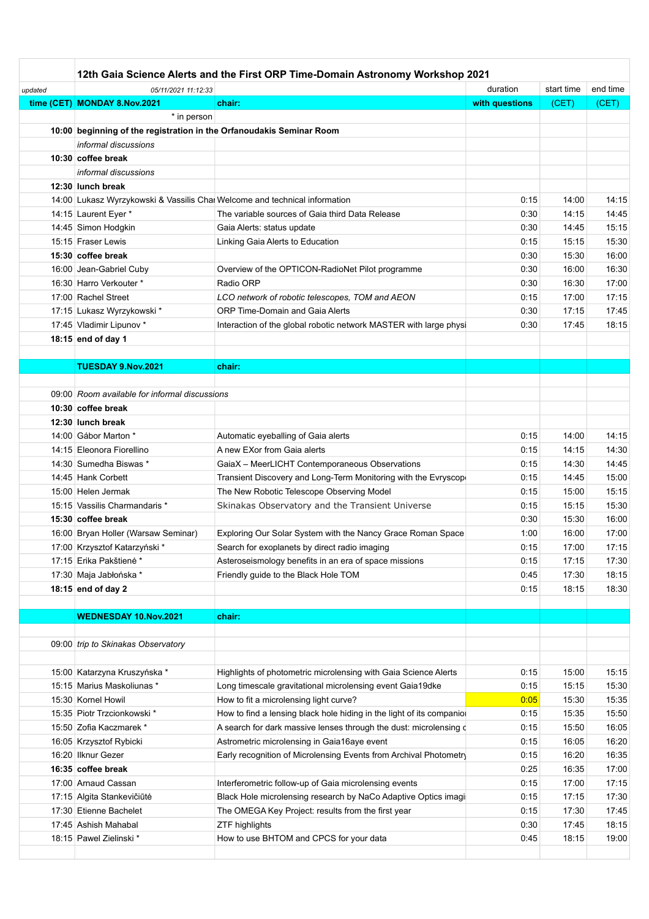# 12th Gaia Science Alerts and the First ORP Time-Domain Astronomy Workshop 2021

| updated | 05/11/2021 11:12:33 | | duration | start time | end time |
|---|---|---|---|---|---|
| **time (CET)** | **MONDAY 8.Nov.2021** | **chair:** | **with questions** | (CET) | (CET) |
| | * in person | | | | |
| **10:00** | **beginning of the registration in the Orfanoudakis Seminar Room** | | | | |
| | *informal discussions* | | | | |
| **10:30** | **coffee break** | | | | |
| | *informal discussions* | | | | |
| **12:30** | **lunch break** | | | | |
| 14:00 | Lukasz Wyrzykowski & Vassilis Chai | Welcome and technical information | 0:15 | 14:00 | 14:15 |
| 14:15 | Laurent Eyer * | The variable sources of Gaia third Data Release | 0:30 | 14:15 | 14:45 |
| 14:45 | Simon Hodgkin | Gaia Alerts: status update | 0:30 | 14:45 | 15:15 |
| 15:15 | Fraser Lewis | Linking Gaia Alerts to Education | 0:15 | 15:15 | 15:30 |
| **15:30** | **coffee break** | | 0:30 | 15:30 | 16:00 |
| 16:00 | Jean-Gabriel Cuby | Overview of the OPTICON-RadioNet Pilot programme | 0:30 | 16:00 | 16:30 |
| 16:30 | Harro Verkouter * | Radio ORP | 0:30 | 16:30 | 17:00 |
| 17:00 | Rachel Street | *LCO network of robotic telescopes, TOM and AEON* | 0:15 | 17:00 | 17:15 |
| 17:15 | Lukasz Wyrzykowski * | ORP Time-Domain and Gaia Alerts | 0:30 | 17:15 | 17:45 |
| 17:45 | Vladimir Lipunov * | Interaction of the global robotic network MASTER with large physi | 0:30 | 17:45 | 18:15 |
| **18:15** | **end of day 1** | | | | |
| | | | | | |
| | **TUESDAY 9.Nov.2021** | **chair:** | | | |
| | | | | | |
| 09:00 | *Room available for informal discussions* | | | | |
| **10:30** | **coffee break** | | | | |
| **12:30** | **lunch break** | | | | |
| 14:00 | Gábor Marton * | Automatic eyeballing of Gaia alerts | 0:15 | 14:00 | 14:15 |
| 14:15 | Eleonora Fiorellino | A new EXor from Gaia alerts | 0:15 | 14:15 | 14:30 |
| 14:30 | Sumedha Biswas * | GaiaX – MeerLICHT Contemporaneous Observations | 0:15 | 14:30 | 14:45 |
| 14:45 | Hank Corbett | Transient Discovery and Long-Term Monitoring with the Evryscop | 0:15 | 14:45 | 15:00 |
| 15:00 | Helen Jermak | The New Robotic Telescope Observing Model | 0:15 | 15:00 | 15:15 |
| 15:15 | Vassilis Charmandaris * | Skinakas Observatory and the Transient Universe | 0:15 | 15:15 | 15:30 |
| **15:30** | **coffee break** | | 0:30 | 15:30 | 16:00 |
| 16:00 | Bryan Holler (Warsaw Seminar) | Exploring Our Solar System with the Nancy Grace Roman Space | 1:00 | 16:00 | 17:00 |
| 17:00 | Krzysztof Katarzyński * | Search for exoplanets by direct radio imaging | 0:15 | 17:00 | 17:15 |
| 17:15 | Erika Pakštienė * | Asteroseismology benefits in an era of space missions | 0:15 | 17:15 | 17:30 |
| 17:30 | Maja Jabłońska * | Friendly guide to the Black Hole TOM | 0:45 | 17:30 | 18:15 |
| **18:15** | **end of day 2** | | 0:15 | 18:15 | 18:30 |
| | | | | | |
| | **WEDNESDAY 10.Nov.2021** | **chair:** | | | |
| | | | | | |
| 09:00 | *trip to Skinakas Observatory* | | | | |
| | | | | | |
| 15:00 | Katarzyna Kruszyńska * | Highlights of photometric microlensing with Gaia Science Alerts | 0:15 | 15:00 | 15:15 |
| 15:15 | Marius Maskoliunas * | Long timescale gravitational microlensing event Gaia19dke | 0:15 | 15:15 | 15:30 |
| 15:30 | Kornel Howil | How to fit a microlensing light curve? | 0:05 | 15:30 | 15:35 |
| 15:35 | Piotr Trzcionkowski * | How to find a lensing black hole hiding in the light of its companio | 0:15 | 15:35 | 15:50 |
| 15:50 | Zofia Kaczmarek * | A search for dark massive lenses through the dust: microlensing c | 0:15 | 15:50 | 16:05 |
| 16:05 | Krzysztof Rybicki | Astrometric microlensing in Gaia16aye event | 0:15 | 16:05 | 16:20 |
| 16:20 | Ilknur Gezer | Early recognition of Microlensing Events from Archival Photometry | 0:15 | 16:20 | 16:35 |
| **16:35** | **coffee break** | | 0:25 | 16:35 | 17:00 |
| 17:00 | Arnaud Cassan | Interferometric follow-up of Gaia microlensing events | 0:15 | 17:00 | 17:15 |
| 17:15 | Algita Stankevičiūtė | Black Hole microlensing research by NaCo Adaptive Optics imagi | 0:15 | 17:15 | 17:30 |
| 17:30 | Etienne Bachelet | The OMEGA Key Project: results from the first year | 0:15 | 17:30 | 17:45 |
| 17:45 | Ashish Mahabal | ZTF highlights | 0:30 | 17:45 | 18:15 |
| 18:15 | Pawel Zielinski * | How to use BHTOM and CPCS for your data | 0:45 | 18:15 | 19:00 |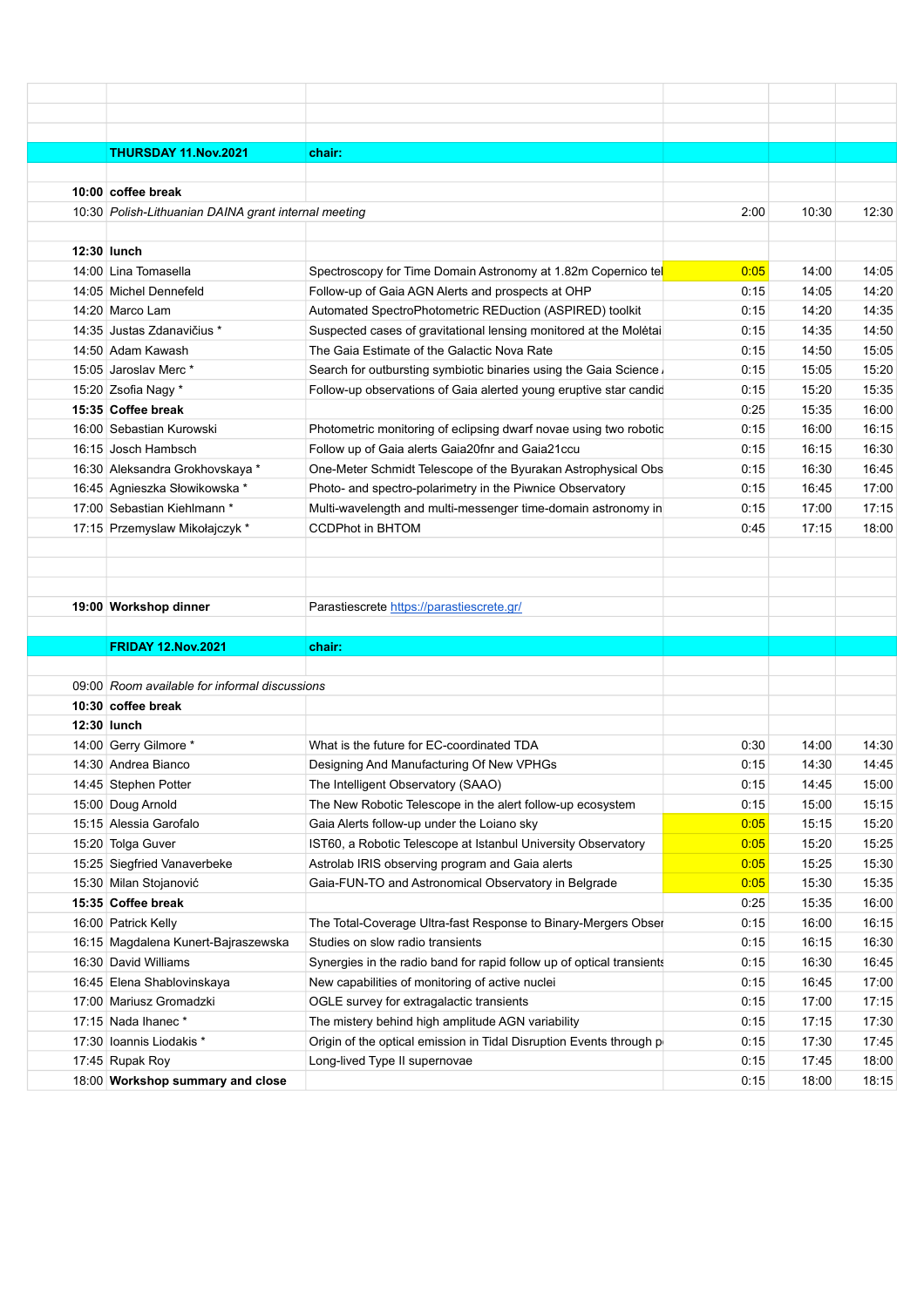| | | | | | |
|---|---|---|---|---|---|
| | **THURSDAY 11.Nov.2021** | **chair:** | | | |
| **10:00** | **coffee break** | | | | |
| 10:30 | *Polish-Lithuanian DAINA grant internal meeting* | | 2:00 | 10:30 | 12:30 |
| **12:30** | **lunch** | | | | |
| 14:00 | Lina Tomasella | Spectroscopy for Time Domain Astronomy at 1.82m Copernico tel | 0:05 | 14:00 | 14:05 |
| 14:05 | Michel Dennefeld | Follow-up of Gaia AGN Alerts and prospects at OHP | 0:15 | 14:05 | 14:20 |
| 14:20 | Marco Lam | Automated SpectroPhotometric REDuction (ASPIRED) toolkit | 0:15 | 14:20 | 14:35 |
| 14:35 | Justas Zdanavičius * | Suspected cases of gravitational lensing monitored at the Molėtai | 0:15 | 14:35 | 14:50 |
| 14:50 | Adam Kawash | The Gaia Estimate of the Galactic Nova Rate | 0:15 | 14:50 | 15:05 |
| 15:05 | Jaroslav Merc * | Search for outbursting symbiotic binaries using the Gaia Science | 0:15 | 15:05 | 15:20 |
| 15:20 | Zsofia Nagy * | Follow-up observations of Gaia alerted young eruptive star candid | 0:15 | 15:20 | 15:35 |
| **15:35** | **Coffee break** | | 0:25 | 15:35 | 16:00 |
| 16:00 | Sebastian Kurowski | Photometric monitoring of eclipsing dwarf novae using two robotic | 0:15 | 16:00 | 16:15 |
| 16:15 | Josch Hambsch | Follow up of Gaia alerts Gaia20fnr and Gaia21ccu | 0:15 | 16:15 | 16:30 |
| 16:30 | Aleksandra Grokhovskaya * | One-Meter Schmidt Telescope of the Byurakan Astrophysical Obs | 0:15 | 16:30 | 16:45 |
| 16:45 | Agnieszka Słowikowska * | Photo- and spectro-polarimetry in the Piwnice Observatory | 0:15 | 16:45 | 17:00 |
| 17:00 | Sebastian Kiehlmann * | Multi-wavelength and multi-messenger time-domain astronomy in | 0:15 | 17:00 | 17:15 |
| 17:15 | Przemysław Mikołajczyk * | CCDPhot in BHTOM | 0:45 | 17:15 | 18:00 |
| **19:00** | **Workshop dinner** | Parastiescrete https://parastiescrete.gr/ | | | |
| | **FRIDAY 12.Nov.2021** | **chair:** | | | |
| 09:00 | *Room available for informal discussions* | | | | |
| **10:30** | **coffee break** | | | | |
| **12:30** | **lunch** | | | | |
| 14:00 | Gerry Gilmore * | What is the future for EC-coordinated TDA | 0:30 | 14:00 | 14:30 |
| 14:30 | Andrea Bianco | Designing And Manufacturing Of New VPHGs | 0:15 | 14:30 | 14:45 |
| 14:45 | Stephen Potter | The Intelligent Observatory (SAAO) | 0:15 | 14:45 | 15:00 |
| 15:00 | Doug Arnold | The New Robotic Telescope in the alert follow-up ecosystem | 0:15 | 15:00 | 15:15 |
| 15:15 | Alessia Garofalo | Gaia Alerts follow-up under the Loiano sky | 0:05 | 15:15 | 15:20 |
| 15:20 | Tolga Guver | IST60, a Robotic Telescope at Istanbul University Observatory | 0:05 | 15:20 | 15:25 |
| 15:25 | Siegfried Vanaverbeke | Astrolab IRIS observing program and Gaia alerts | 0:05 | 15:25 | 15:30 |
| 15:30 | Milan Stojanović | Gaia-FUN-TO and Astronomical Observatory in Belgrade | 0:05 | 15:30 | 15:35 |
| **15:35** | **Coffee break** | | 0:25 | 15:35 | 16:00 |
| 16:00 | Patrick Kelly | The Total-Coverage Ultra-fast Response to Binary-Mergers Obser | 0:15 | 16:00 | 16:15 |
| 16:15 | Magdalena Kunert-Bajraszewska | Studies on slow radio transients | 0:15 | 16:15 | 16:30 |
| 16:30 | David Williams | Synergies in the radio band for rapid follow up of optical transients | 0:15 | 16:30 | 16:45 |
| 16:45 | Elena Shablovinskaya | New capabilities of monitoring of active nuclei | 0:15 | 16:45 | 17:00 |
| 17:00 | Mariusz Gromadzki | OGLE survey for extragalactic transients | 0:15 | 17:00 | 17:15 |
| 17:15 | Nada Ihanec * | The mistery behind high amplitude AGN variability | 0:15 | 17:15 | 17:30 |
| 17:30 | Ioannis Liodakis * | Origin of the optical emission in Tidal Disruption Events through p | 0:15 | 17:30 | 17:45 |
| 17:45 | Rupak Roy | Long-lived Type II supernovae | 0:15 | 17:45 | 18:00 |
| 18:00 | **Workshop summary and close** | | 0:15 | 18:00 | 18:15 |